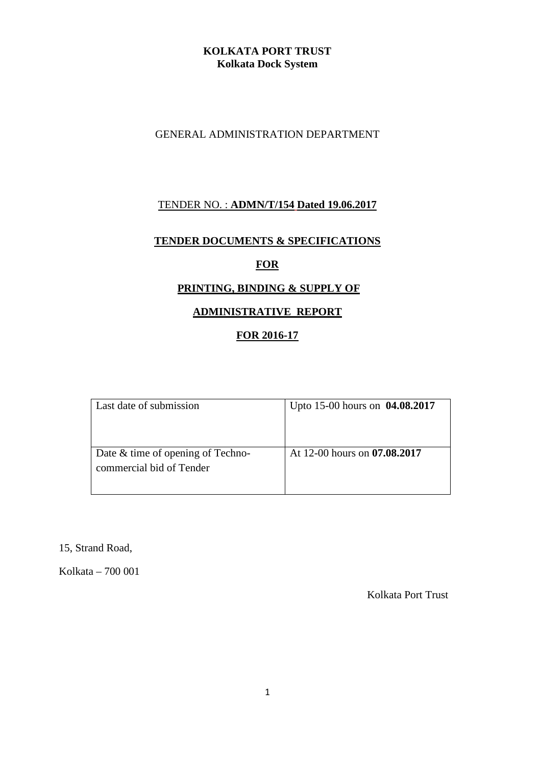**KOLKATA PORT TRUST**
**Kolkata Dock System**

GENERAL ADMINISTRATION DEPARTMENT

TENDER NO. : **ADMN/T/154 Dated 19.06.2017**

**TENDER DOCUMENTS & SPECIFICATIONS**

**FOR**

**PRINTING, BINDING & SUPPLY OF**

**ADMINISTRATIVE REPORT**

**FOR 2016-17**

| | |
|---|---|
| Last date of submission | Upto 15-00 hours on **04.08.2017** |
| Date & time of opening of Techno-commercial bid of Tender | At 12-00 hours on **07.08.2017** |

15, Strand Road,

Kolkata – 700 001

Kolkata Port Trust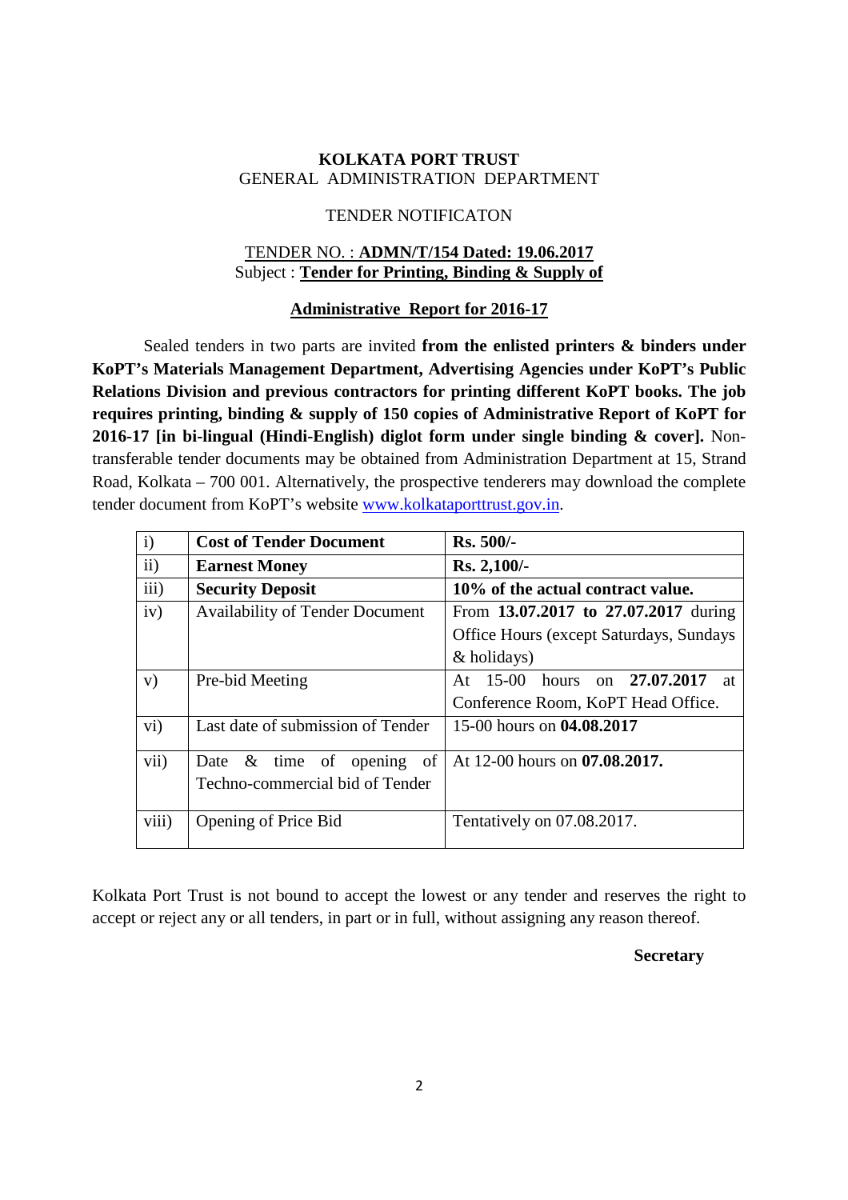**KOLKATA PORT TRUST**
GENERAL ADMINISTRATION DEPARTMENT

TENDER NOTIFICATON

TENDER NO. : **ADMN/T/154 Dated: 19.06.2017**
Subject : **Tender for Printing, Binding & Supply of Administrative Report for 2016-17**

Sealed tenders in two parts are invited **from the enlisted printers & binders under KoPT's Materials Management Department, Advertising Agencies under KoPT's Public Relations Division and previous contractors for printing different KoPT books. The job requires printing, binding & supply of 150 copies of Administrative Report of KoPT for 2016-17 [in bi-lingual (Hindi-English) diglot form under single binding & cover].** Non-transferable tender documents may be obtained from Administration Department at 15, Strand Road, Kolkata – 700 001. Alternatively, the prospective tenderers may download the complete tender document from KoPT's website www.kolkataporttrust.gov.in.

| | | |
|---|---|---|
| i) | **Cost of Tender Document** | **Rs. 500/-** |
| ii) | **Earnest Money** | **Rs. 2,100/-** |
| iii) | **Security Deposit** | **10% of the actual contract value.** |
| iv) | Availability of Tender Document | From **13.07.2017 to 27.07.2017** during Office Hours (except Saturdays, Sundays & holidays) |
| v) | Pre-bid Meeting | At 15-00 hours on **27.07.2017** at Conference Room, KoPT Head Office. |
| vi) | Last date of submission of Tender | 15-00 hours on **04.08.2017** |
| vii) | Date & time of opening of Techno-commercial bid of Tender | At 12-00 hours on **07.08.2017.** |
| viii) | Opening of Price Bid | Tentatively on 07.08.2017. |

Kolkata Port Trust is not bound to accept the lowest or any tender and reserves the right to accept or reject any or all tenders, in part or in full, without assigning any reason thereof.

**Secretary**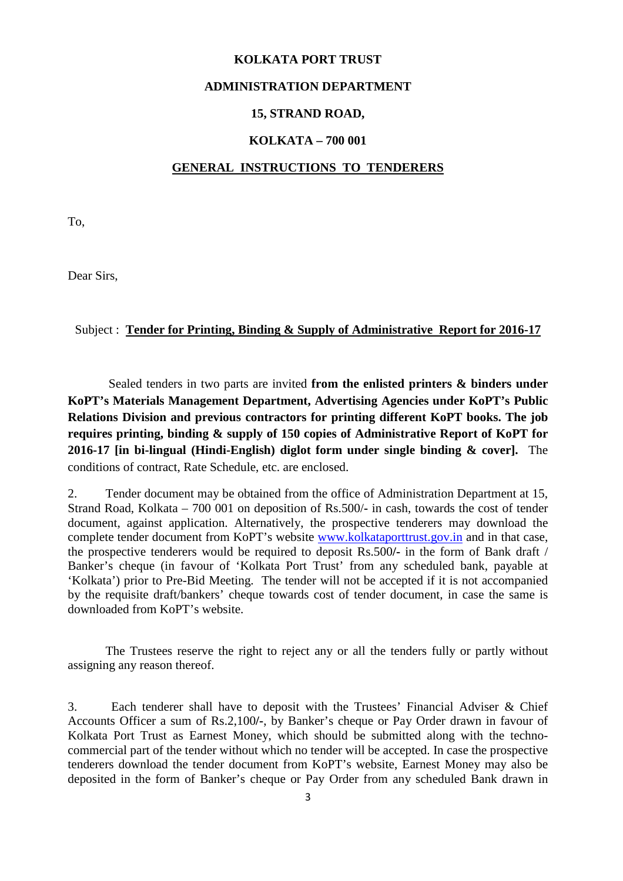**KOLKATA PORT TRUST**

**ADMINISTRATION DEPARTMENT**

**15, STRAND ROAD,**

**KOLKATA – 700 001**

**GENERAL INSTRUCTIONS TO TENDERERS**

To,

Dear Sirs,

Subject : **Tender for Printing, Binding & Supply of Administrative Report for 2016-17**

Sealed tenders in two parts are invited **from the enlisted printers & binders under KoPT's Materials Management Department, Advertising Agencies under KoPT's Public Relations Division and previous contractors for printing different KoPT books. The job requires printing, binding & supply of 150 copies of Administrative Report of KoPT for 2016-17 [in bi-lingual (Hindi-English) diglot form under single binding & cover].** The conditions of contract, Rate Schedule, etc. are enclosed.

2. Tender document may be obtained from the office of Administration Department at 15, Strand Road, Kolkata – 700 001 on deposition of Rs.500/- in cash, towards the cost of tender document, against application. Alternatively, the prospective tenderers may download the complete tender document from KoPT's website www.kolkataporttrust.gov.in and in that case, the prospective tenderers would be required to deposit Rs.500/- in the form of Bank draft / Banker's cheque (in favour of 'Kolkata Port Trust' from any scheduled bank, payable at 'Kolkata') prior to Pre-Bid Meeting. The tender will not be accepted if it is not accompanied by the requisite draft/bankers' cheque towards cost of tender document, in case the same is downloaded from KoPT's website.

The Trustees reserve the right to reject any or all the tenders fully or partly without assigning any reason thereof.

3. Each tenderer shall have to deposit with the Trustees' Financial Adviser & Chief Accounts Officer a sum of Rs.2,100/-, by Banker's cheque or Pay Order drawn in favour of Kolkata Port Trust as Earnest Money, which should be submitted along with the techno-commercial part of the tender without which no tender will be accepted. In case the prospective tenderers download the tender document from KoPT's website, Earnest Money may also be deposited in the form of Banker's cheque or Pay Order from any scheduled Bank drawn in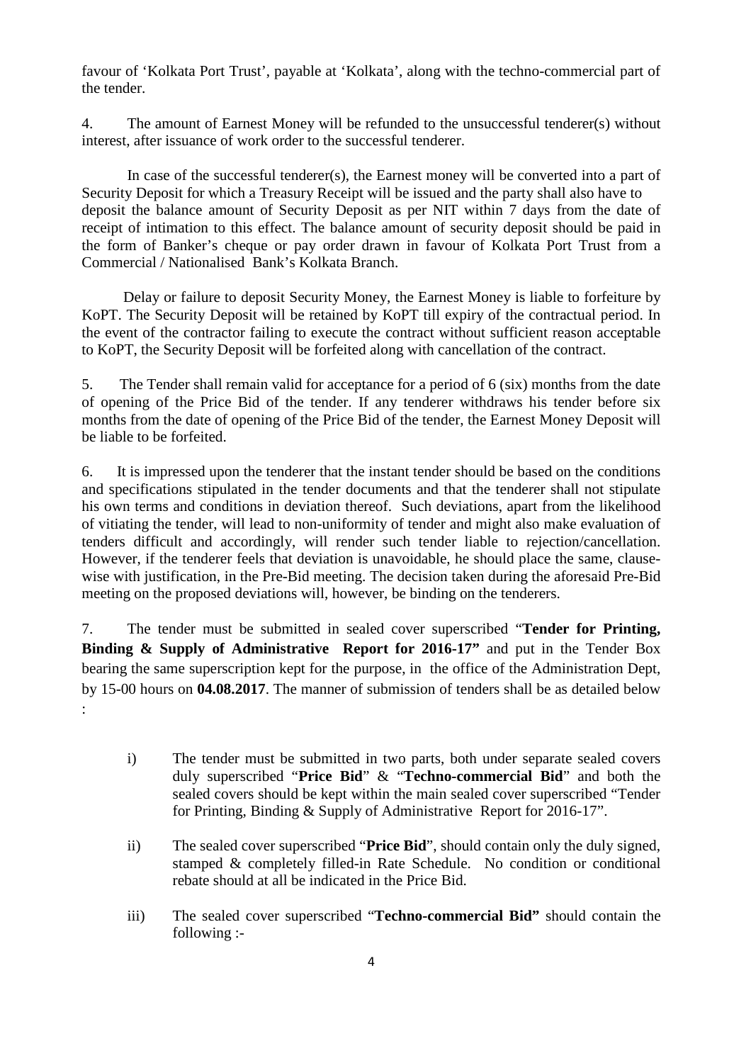favour of 'Kolkata Port Trust', payable at 'Kolkata', along with the techno-commercial part of the tender.

4. The amount of Earnest Money will be refunded to the unsuccessful tenderer(s) without interest, after issuance of work order to the successful tenderer.

In case of the successful tenderer(s), the Earnest money will be converted into a part of Security Deposit for which a Treasury Receipt will be issued and the party shall also have to deposit the balance amount of Security Deposit as per NIT within 7 days from the date of receipt of intimation to this effect. The balance amount of security deposit should be paid in the form of Banker's cheque or pay order drawn in favour of Kolkata Port Trust from a Commercial / Nationalised Bank's Kolkata Branch.

Delay or failure to deposit Security Money, the Earnest Money is liable to forfeiture by KoPT. The Security Deposit will be retained by KoPT till expiry of the contractual period. In the event of the contractor failing to execute the contract without sufficient reason acceptable to KoPT, the Security Deposit will be forfeited along with cancellation of the contract.

5. The Tender shall remain valid for acceptance for a period of 6 (six) months from the date of opening of the Price Bid of the tender. If any tenderer withdraws his tender before six months from the date of opening of the Price Bid of the tender, the Earnest Money Deposit will be liable to be forfeited.

6. It is impressed upon the tenderer that the instant tender should be based on the conditions and specifications stipulated in the tender documents and that the tenderer shall not stipulate his own terms and conditions in deviation thereof. Such deviations, apart from the likelihood of vitiating the tender, will lead to non-uniformity of tender and might also make evaluation of tenders difficult and accordingly, will render such tender liable to rejection/cancellation. However, if the tenderer feels that deviation is unavoidable, he should place the same, clause-wise with justification, in the Pre-Bid meeting. The decision taken during the aforesaid Pre-Bid meeting on the proposed deviations will, however, be binding on the tenderers.

7. The tender must be submitted in sealed cover superscribed "**Tender for Printing, Binding & Supply of Administrative Report for 2016-17"** and put in the Tender Box bearing the same superscription kept for the purpose, in the office of the Administration Dept, by 15-00 hours on **04.08.2017**. The manner of submission of tenders shall be as detailed below :

i) The tender must be submitted in two parts, both under separate sealed covers duly superscribed "**Price Bid**" & "**Techno-commercial Bid**" and both the sealed covers should be kept within the main sealed cover superscribed "Tender for Printing, Binding & Supply of Administrative Report for 2016-17".

ii) The sealed cover superscribed "**Price Bid**", should contain only the duly signed, stamped & completely filled-in Rate Schedule. No condition or conditional rebate should at all be indicated in the Price Bid.

iii) The sealed cover superscribed "**Techno-commercial Bid"** should contain the following :-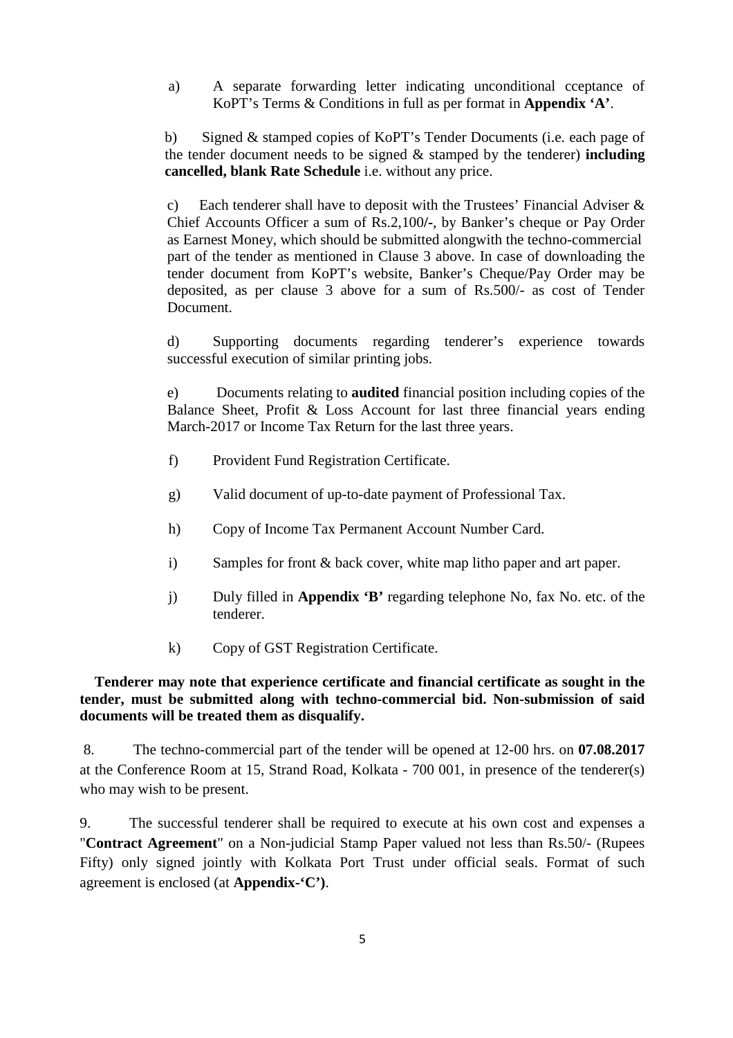a) A separate forwarding letter indicating unconditional cceptance of KoPT's Terms & Conditions in full as per format in **Appendix 'A'**.

b) Signed & stamped copies of KoPT's Tender Documents (i.e. each page of the tender document needs to be signed & stamped by the tenderer) **including cancelled, blank Rate Schedule** i.e. without any price.

c) Each tenderer shall have to deposit with the Trustees' Financial Adviser & Chief Accounts Officer a sum of Rs.2,100/-, by Banker's cheque or Pay Order as Earnest Money, which should be submitted alongwith the techno-commercial part of the tender as mentioned in Clause 3 above. In case of downloading the tender document from KoPT's website, Banker's Cheque/Pay Order may be deposited, as per clause 3 above for a sum of Rs.500/- as cost of Tender Document.

d) Supporting documents regarding tenderer's experience towards successful execution of similar printing jobs.

e) Documents relating to **audited** financial position including copies of the Balance Sheet, Profit & Loss Account for last three financial years ending March-2017 or Income Tax Return for the last three years.

f) Provident Fund Registration Certificate.

g) Valid document of up-to-date payment of Professional Tax.

h) Copy of Income Tax Permanent Account Number Card.

i) Samples for front & back cover, white map litho paper and art paper.

j) Duly filled in **Appendix 'B'** regarding telephone No, fax No. etc. of the tenderer.

k) Copy of GST Registration Certificate.

**Tenderer may note that experience certificate and financial certificate as sought in the tender, must be submitted along with techno-commercial bid. Non-submission of said documents will be treated them as disqualify.**

8. The techno-commercial part of the tender will be opened at 12-00 hrs. on **07.08.2017** at the Conference Room at 15, Strand Road, Kolkata - 700 001, in presence of the tenderer(s) who may wish to be present.

9. The successful tenderer shall be required to execute at his own cost and expenses a "**Contract Agreement**" on a Non-judicial Stamp Paper valued not less than Rs.50/- (Rupees Fifty) only signed jointly with Kolkata Port Trust under official seals. Format of such agreement is enclosed (at **Appendix-'C')**.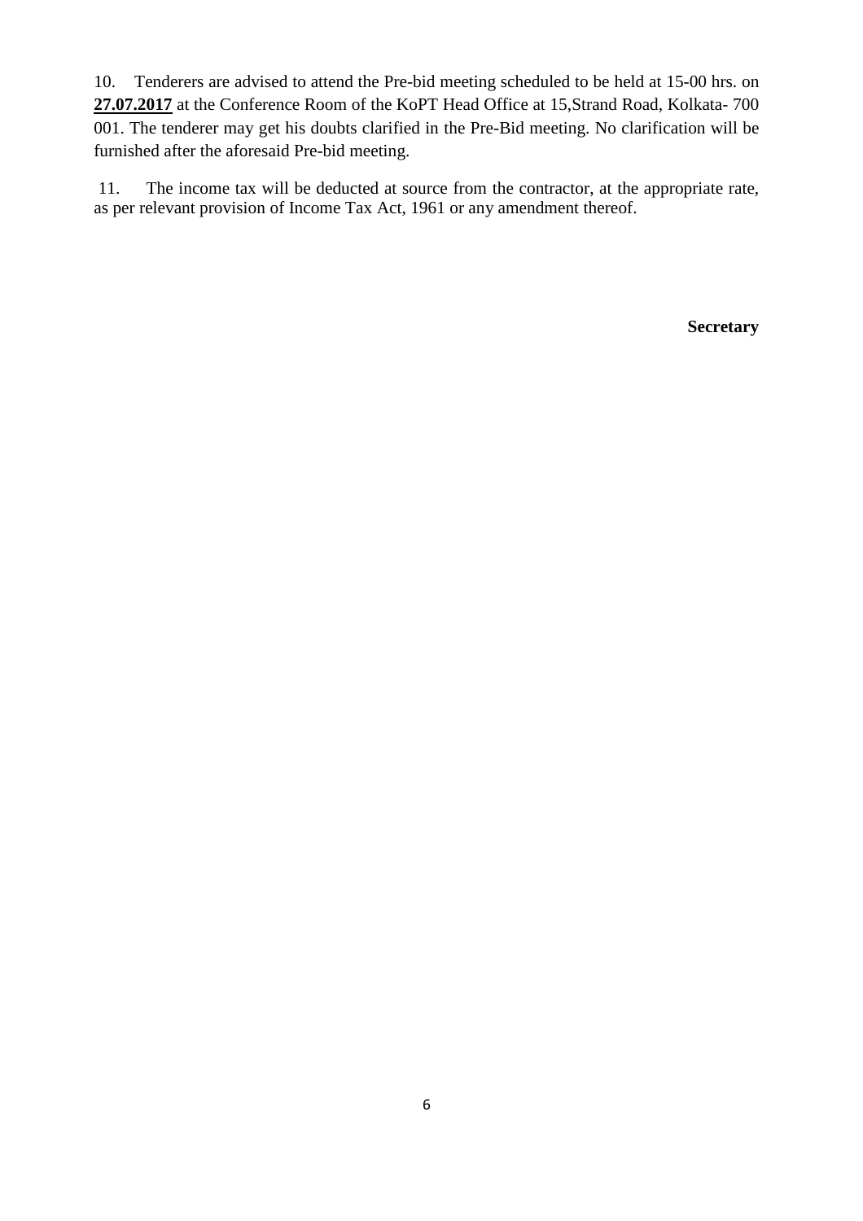10. Tenderers are advised to attend the Pre-bid meeting scheduled to be held at 15-00 hrs. on **27.07.2017** at the Conference Room of the KoPT Head Office at 15,Strand Road, Kolkata- 700 001. The tenderer may get his doubts clarified in the Pre-Bid meeting. No clarification will be furnished after the aforesaid Pre-bid meeting.

11. The income tax will be deducted at source from the contractor, at the appropriate rate, as per relevant provision of Income Tax Act, 1961 or any amendment thereof.

**Secretary**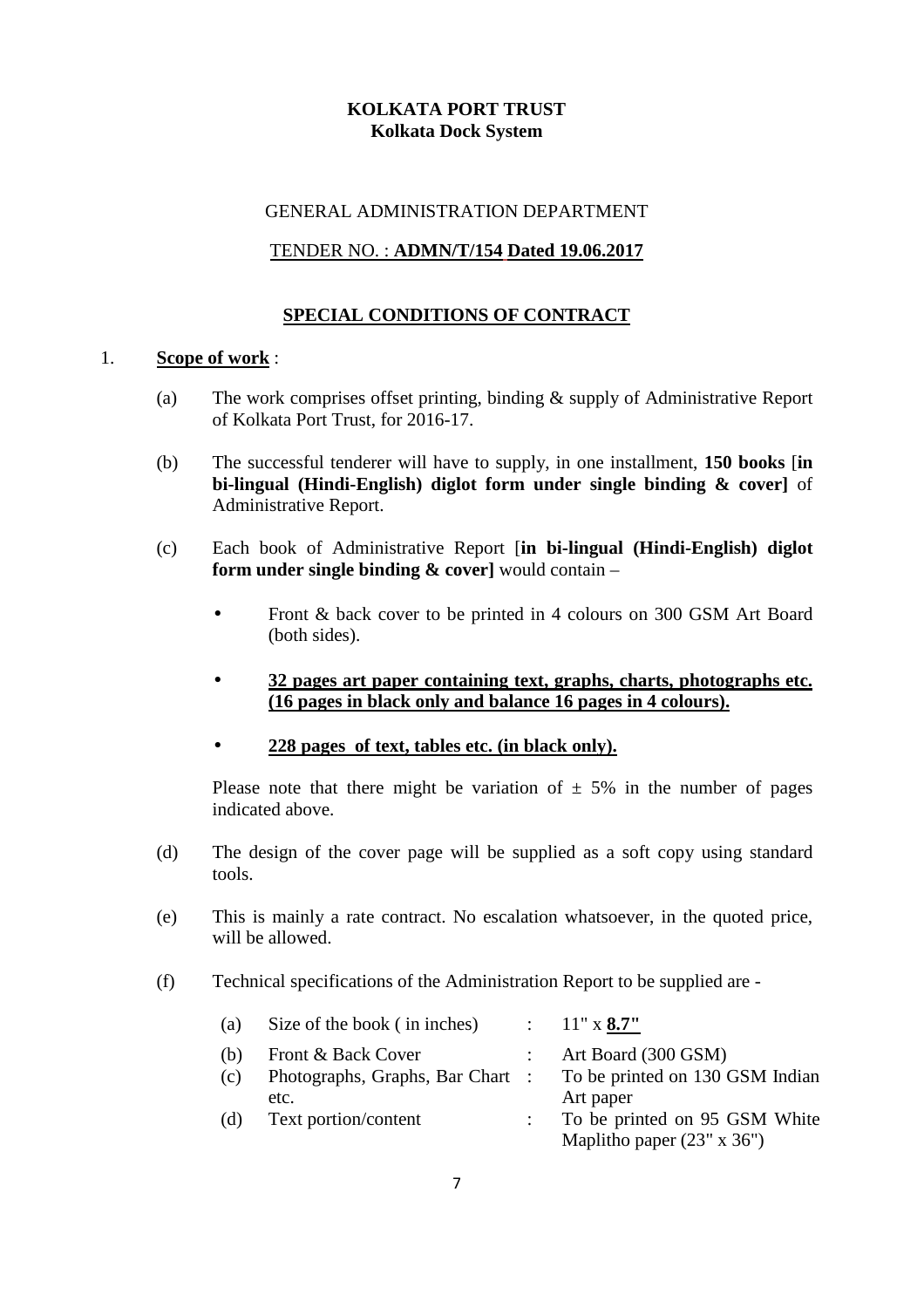**KOLKATA PORT TRUST**
**Kolkata Dock System**

GENERAL ADMINISTRATION DEPARTMENT

TENDER NO. : **ADMN/T/154 Dated 19.06.2017**

## SPECIAL CONDITIONS OF CONTRACT

1. **Scope of work** :

   (a) The work comprises offset printing, binding & supply of Administrative Report of Kolkata Port Trust, for 2016-17.

   (b) The successful tenderer will have to supply, in one installment, **150 books** [**in bi-lingual (Hindi-English) diglot form under single binding & cover]** of Administrative Report.

   (c) Each book of Administrative Report [**in bi-lingual (Hindi-English) diglot form under single binding & cover]** would contain –

   - Front & back cover to be printed in 4 colours on 300 GSM Art Board (both sides).
   - **32 pages art paper containing text, graphs, charts, photographs etc. (16 pages in black only and balance 16 pages in 4 colours).**
   - **228 pages of text, tables etc. (in black only).**

   Please note that there might be variation of ± 5% in the number of pages indicated above.

   (d) The design of the cover page will be supplied as a soft copy using standard tools.

   (e) This is mainly a rate contract. No escalation whatsoever, in the quoted price, will be allowed.

   (f) Technical specifications of the Administration Report to be supplied are -

| | | | |
|---|---|---|---|
| (a) | Size of the book ( in inches) | : | 11" x **8.7"** |
| (b) | Front & Back Cover | : | Art Board (300 GSM) |
| (c) | Photographs, Graphs, Bar Chart etc. | : | To be printed on 130 GSM Indian Art paper |
| (d) | Text portion/content | : | To be printed on 95 GSM White Maplitho paper (23" x 36") |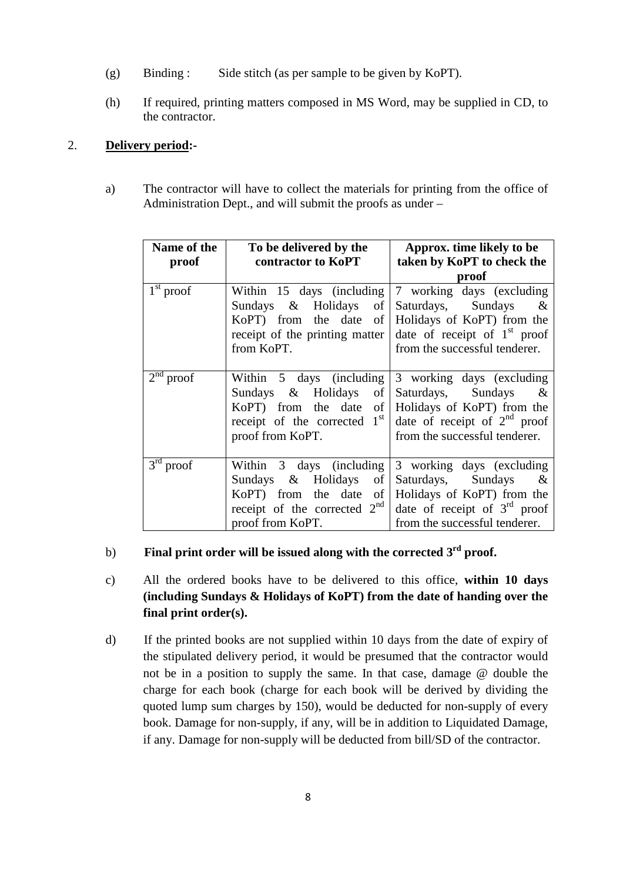(g) Binding : Side stitch (as per sample to be given by KoPT).

(h) If required, printing matters composed in MS Word, may be supplied in CD, to the contractor.

2. **Delivery period:-**

a) The contractor will have to collect the materials for printing from the office of Administration Dept., and will submit the proofs as under –

| Name of the proof | To be delivered by the contractor to KoPT | Approx. time likely to be taken by KoPT to check the proof |
|---|---|---|
| 1st proof | Within 15 days (including Sundays & Holidays of KoPT) from the date of receipt of the printing matter from KoPT. | 7 working days (excluding Saturdays, Sundays & Holidays of KoPT) from the date of receipt of 1st proof from the successful tenderer. |
| 2nd proof | Within 5 days (including Sundays & Holidays of KoPT) from the date of receipt of the corrected 1st proof from KoPT. | 3 working days (excluding Saturdays, Sundays & Holidays of KoPT) from the date of receipt of 2nd proof from the successful tenderer. |
| 3rd proof | Within 3 days (including Sundays & Holidays of KoPT) from the date of receipt of the corrected 2nd proof from KoPT. | 3 working days (excluding Saturdays, Sundays & Holidays of KoPT) from the date of receipt of 3rd proof from the successful tenderer. |

b) **Final print order will be issued along with the corrected 3rd proof.**

c) All the ordered books have to be delivered to this office, **within 10 days (including Sundays & Holidays of KoPT) from the date of handing over the final print order(s).**

d) If the printed books are not supplied within 10 days from the date of expiry of the stipulated delivery period, it would be presumed that the contractor would not be in a position to supply the same. In that case, damage @ double the charge for each book (charge for each book will be derived by dividing the quoted lump sum charges by 150), would be deducted for non-supply of every book. Damage for non-supply, if any, will be in addition to Liquidated Damage, if any. Damage for non-supply will be deducted from bill/SD of the contractor.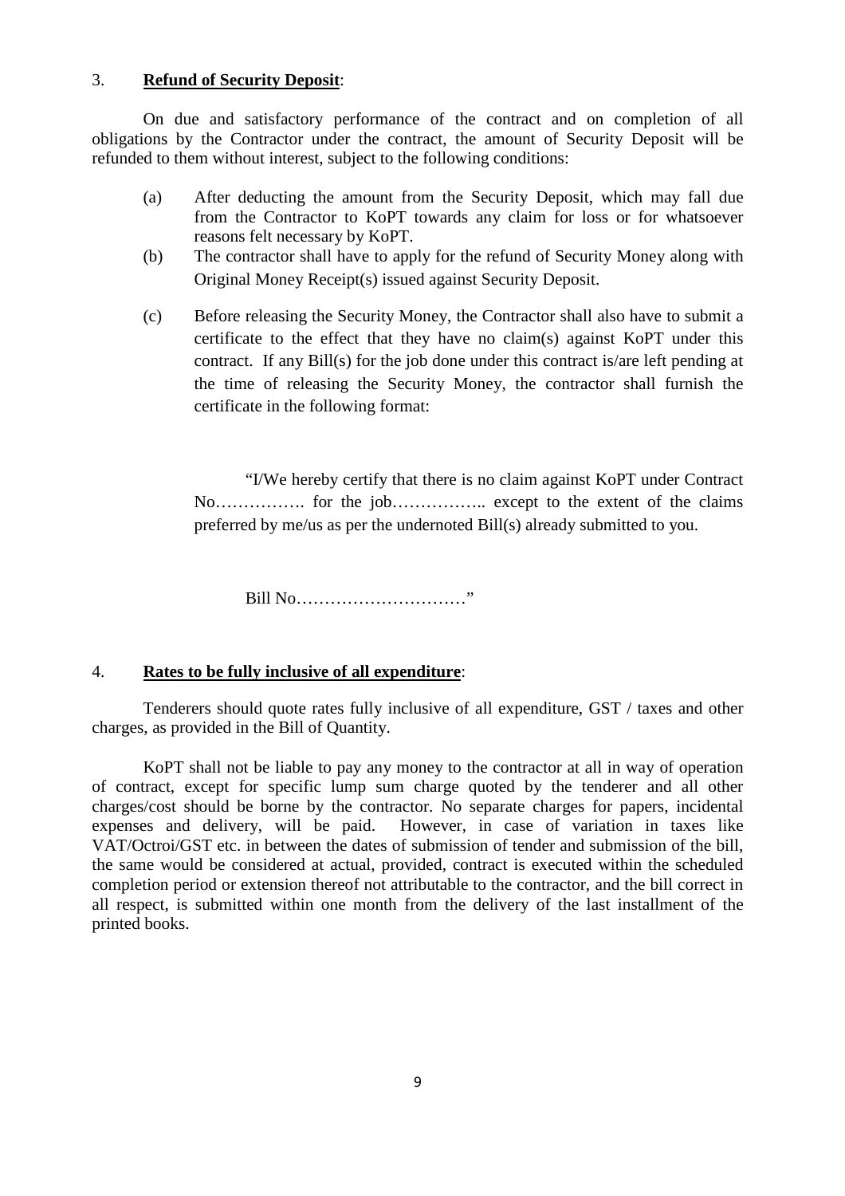3. **Refund of Security Deposit**:

On due and satisfactory performance of the contract and on completion of all obligations by the Contractor under the contract, the amount of Security Deposit will be refunded to them without interest, subject to the following conditions:

(a) After deducting the amount from the Security Deposit, which may fall due from the Contractor to KoPT towards any claim for loss or for whatsoever reasons felt necessary by KoPT.

(b) The contractor shall have to apply for the refund of Security Money along with Original Money Receipt(s) issued against Security Deposit.

(c) Before releasing the Security Money, the Contractor shall also have to submit a certificate to the effect that they have no claim(s) against KoPT under this contract. If any Bill(s) for the job done under this contract is/are left pending at the time of releasing the Security Money, the contractor shall furnish the certificate in the following format:

> "I/We hereby certify that there is no claim against KoPT under Contract No……………. for the job…………….. except to the extent of the claims preferred by me/us as per the undernoted Bill(s) already submitted to you.
>
> Bill No…………………………"

4. **Rates to be fully inclusive of all expenditure**:

Tenderers should quote rates fully inclusive of all expenditure, GST / taxes and other charges, as provided in the Bill of Quantity.

KoPT shall not be liable to pay any money to the contractor at all in way of operation of contract, except for specific lump sum charge quoted by the tenderer and all other charges/cost should be borne by the contractor. No separate charges for papers, incidental expenses and delivery, will be paid. However, in case of variation in taxes like VAT/Octroi/GST etc. in between the dates of submission of tender and submission of the bill, the same would be considered at actual, provided, contract is executed within the scheduled completion period or extension thereof not attributable to the contractor, and the bill correct in all respect, is submitted within one month from the delivery of the last installment of the printed books.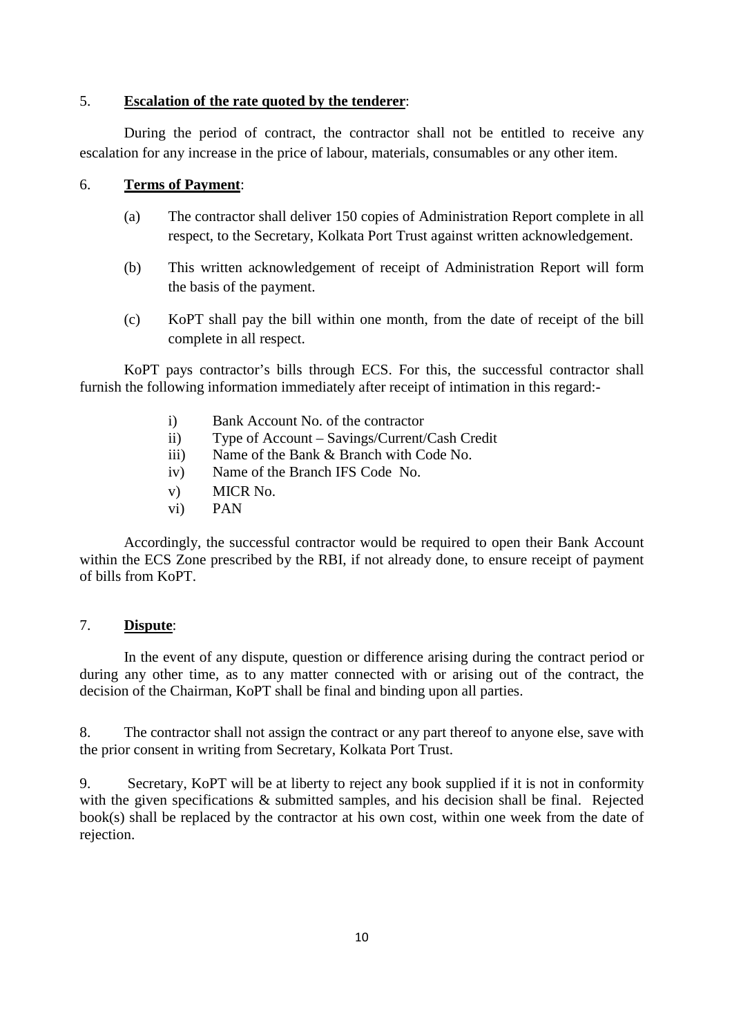5. **Escalation of the rate quoted by the tenderer**:

During the period of contract, the contractor shall not be entitled to receive any escalation for any increase in the price of labour, materials, consumables or any other item.

6. **Terms of Payment**:

(a) The contractor shall deliver 150 copies of Administration Report complete in all respect, to the Secretary, Kolkata Port Trust against written acknowledgement.

(b) This written acknowledgement of receipt of Administration Report will form the basis of the payment.

(c) KoPT shall pay the bill within one month, from the date of receipt of the bill complete in all respect.

KoPT pays contractor's bills through ECS. For this, the successful contractor shall furnish the following information immediately after receipt of intimation in this regard:-

i) Bank Account No. of the contractor
ii) Type of Account – Savings/Current/Cash Credit
iii) Name of the Bank & Branch with Code No.
iv) Name of the Branch IFS Code No.
v) MICR No.
vi) PAN

Accordingly, the successful contractor would be required to open their Bank Account within the ECS Zone prescribed by the RBI, if not already done, to ensure receipt of payment of bills from KoPT.

7. **Dispute**:

In the event of any dispute, question or difference arising during the contract period or during any other time, as to any matter connected with or arising out of the contract, the decision of the Chairman, KoPT shall be final and binding upon all parties.

8. The contractor shall not assign the contract or any part thereof to anyone else, save with the prior consent in writing from Secretary, Kolkata Port Trust.

9. Secretary, KoPT will be at liberty to reject any book supplied if it is not in conformity with the given specifications & submitted samples, and his decision shall be final. Rejected book(s) shall be replaced by the contractor at his own cost, within one week from the date of rejection.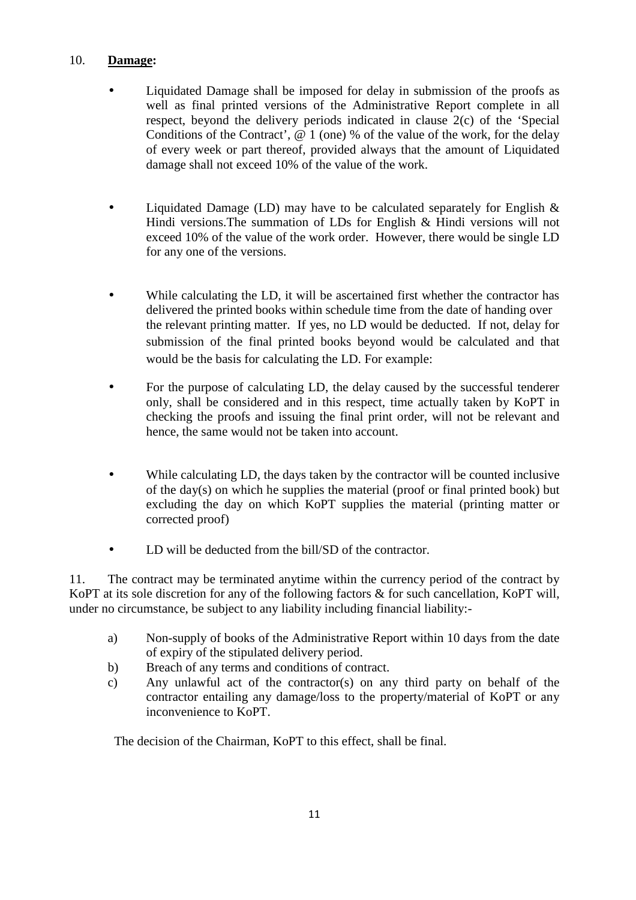10. **Damage:**

- Liquidated Damage shall be imposed for delay in submission of the proofs as well as final printed versions of the Administrative Report complete in all respect, beyond the delivery periods indicated in clause 2(c) of the 'Special Conditions of the Contract', @ 1 (one) % of the value of the work, for the delay of every week or part thereof, provided always that the amount of Liquidated damage shall not exceed 10% of the value of the work.

- Liquidated Damage (LD) may have to be calculated separately for English & Hindi versions.The summation of LDs for English & Hindi versions will not exceed 10% of the value of the work order. However, there would be single LD for any one of the versions.

- While calculating the LD, it will be ascertained first whether the contractor has delivered the printed books within schedule time from the date of handing over the relevant printing matter. If yes, no LD would be deducted. If not, delay for submission of the final printed books beyond would be calculated and that would be the basis for calculating the LD. For example:

- For the purpose of calculating LD, the delay caused by the successful tenderer only, shall be considered and in this respect, time actually taken by KoPT in checking the proofs and issuing the final print order, will not be relevant and hence, the same would not be taken into account.

- While calculating LD, the days taken by the contractor will be counted inclusive of the day(s) on which he supplies the material (proof or final printed book) but excluding the day on which KoPT supplies the material (printing matter or corrected proof)

- LD will be deducted from the bill/SD of the contractor.

11. The contract may be terminated anytime within the currency period of the contract by KoPT at its sole discretion for any of the following factors & for such cancellation, KoPT will, under no circumstance, be subject to any liability including financial liability:-

   a) Non-supply of books of the Administrative Report within 10 days from the date of expiry of the stipulated delivery period.
   b) Breach of any terms and conditions of contract.
   c) Any unlawful act of the contractor(s) on any third party on behalf of the contractor entailing any damage/loss to the property/material of KoPT or any inconvenience to KoPT.

The decision of the Chairman, KoPT to this effect, shall be final.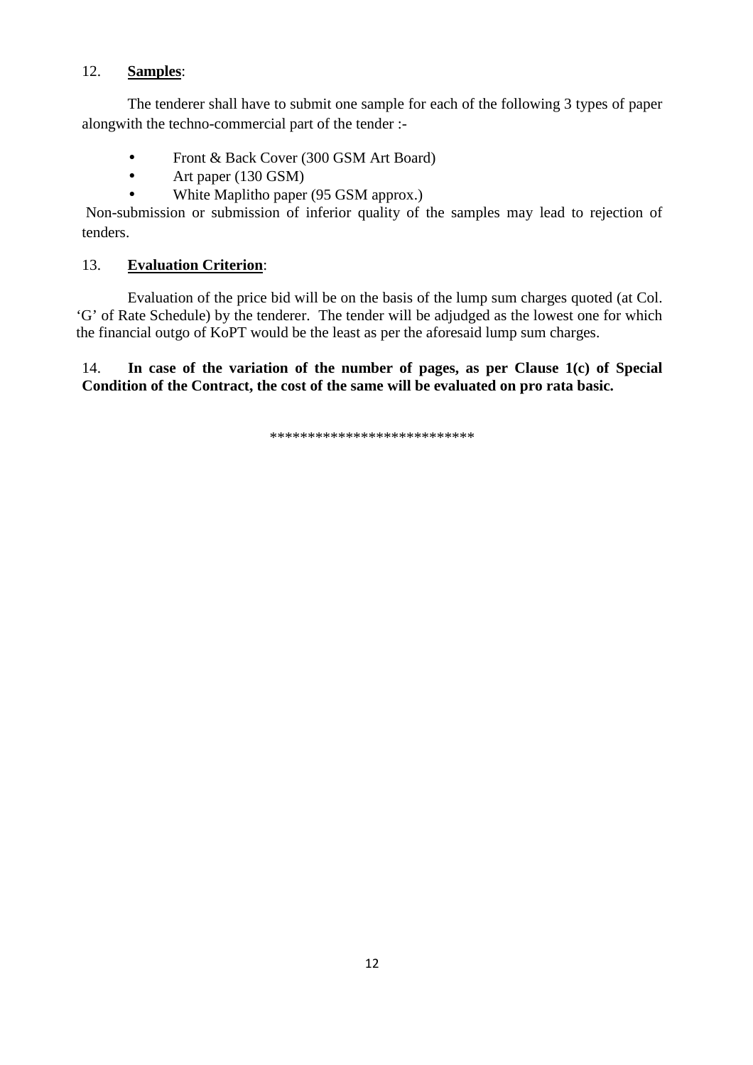12. **<u>Samples</u>**:

The tenderer shall have to submit one sample for each of the following 3 types of paper alongwith the techno-commercial part of the tender :-

- Front & Back Cover (300 GSM Art Board)
- Art paper (130 GSM)
- White Maplitho paper (95 GSM approx.)

Non-submission or submission of inferior quality of the samples may lead to rejection of tenders.

13. **<u>Evaluation Criterion</u>**:

Evaluation of the price bid will be on the basis of the lump sum charges quoted (at Col. 'G' of Rate Schedule) by the tenderer. The tender will be adjudged as the lowest one for which the financial outgo of KoPT would be the least as per the aforesaid lump sum charges.

14. **In case of the variation of the number of pages, as per Clause 1(c) of Special Condition of the Contract, the cost of the same will be evaluated on pro rata basic.**

***************************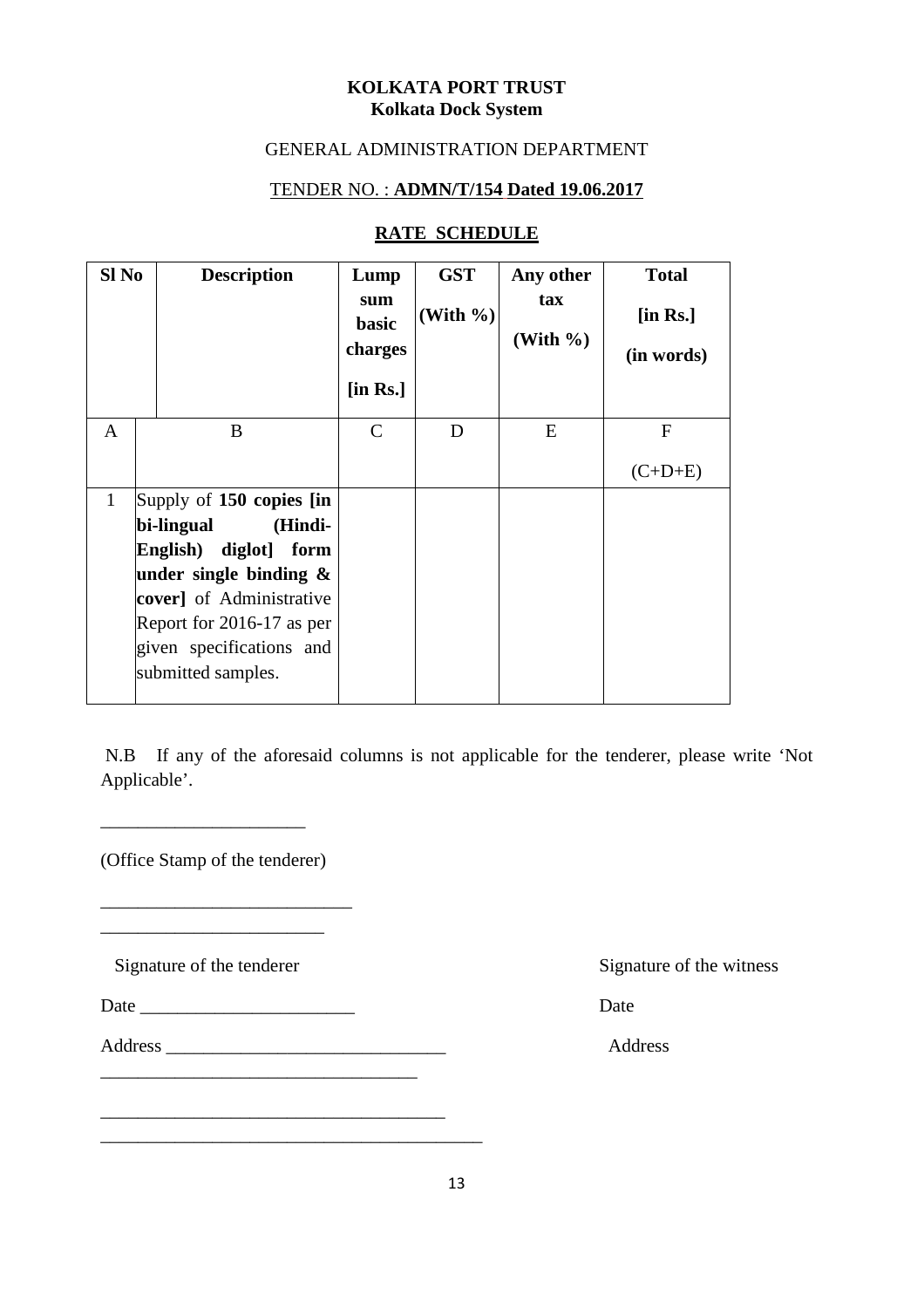**KOLKATA PORT TRUST**
**Kolkata Dock System**

GENERAL ADMINISTRATION DEPARTMENT

TENDER NO. : **ADMN/T/154 Dated 19.06.2017**

**RATE SCHEDULE**

| Sl No | Description | Lump sum basic charges [in Rs.] | GST (With %) | Any other tax (With %) | Total [in Rs.] (in words) |
|---|---|---|---|---|---|
| A | B | C | D | E | F (C+D+E) |
| 1 | Supply of **150 copies [in bi-lingual (Hindi-English) diglot] form under single binding & cover]** of Administrative Report for 2016-17 as per given specifications and submitted samples. | | | | |

N.B If any of the aforesaid columns is not applicable for the tenderer, please write 'Not Applicable'.

_____________________

(Office Stamp of the tenderer)

__________________________
_______________________

Signature of the tenderer

Date ______________________

Address ____________________________
_________________________________

___________________________________
_______________________________________

Signature of the witness

Date

Address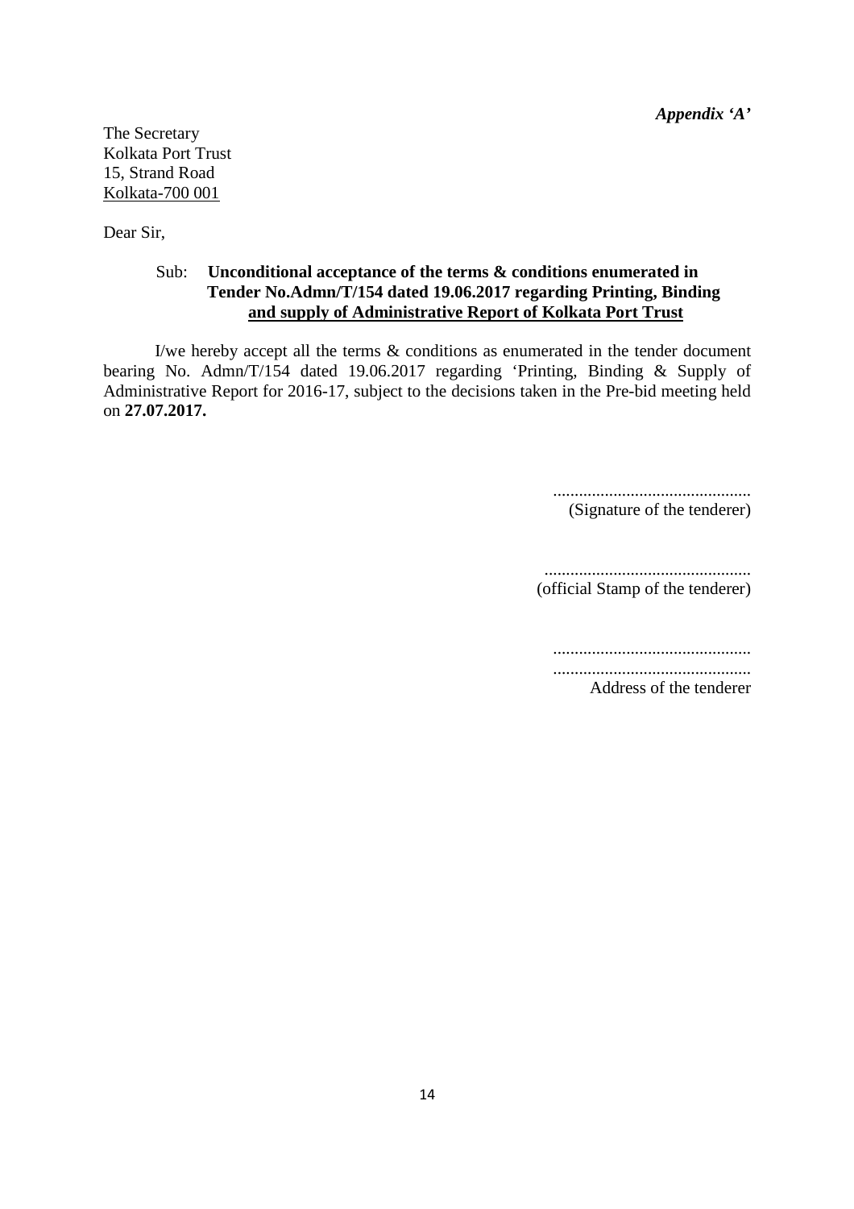*Appendix 'A'*

The Secretary
Kolkata Port Trust
15, Strand Road
Kolkata-700 001

Dear Sir,

Sub: **Unconditional acceptance of the terms & conditions enumerated in Tender No.Admn/T/154 dated 19.06.2017 regarding Printing, Binding and supply of Administrative Report of Kolkata Port Trust**

I/we hereby accept all the terms & conditions as enumerated in the tender document bearing No. Admn/T/154 dated 19.06.2017 regarding 'Printing, Binding & Supply of Administrative Report for 2016-17, subject to the decisions taken in the Pre-bid meeting held on **27.07.2017.**

..............................................
(Signature of the tenderer)

................................................
(official Stamp of the tenderer)

..............................................
..............................................
Address of the tenderer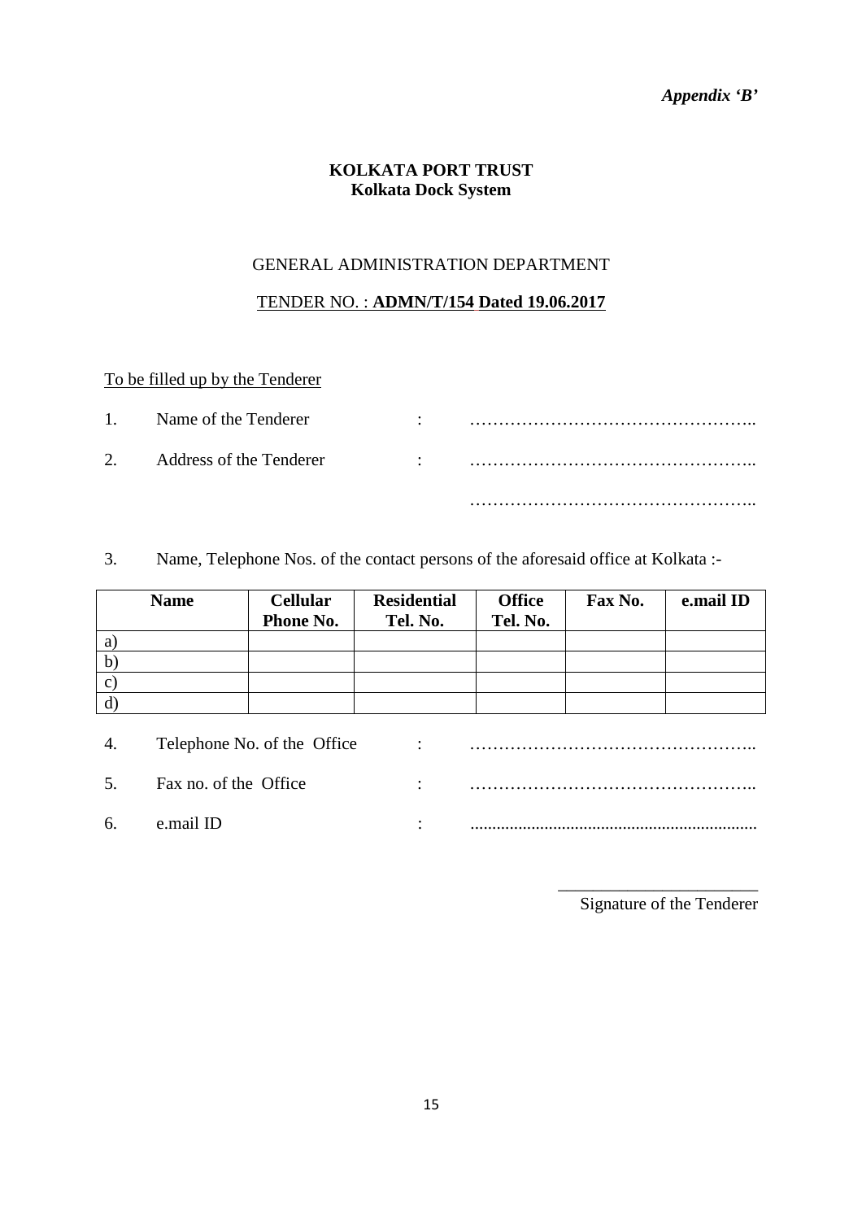*Appendix 'B'*

**KOLKATA PORT TRUST**
**Kolkata Dock System**

GENERAL ADMINISTRATION DEPARTMENT

TENDER NO. : **ADMN/T/154 Dated 19.06.2017**

To be filled up by the Tenderer

1. Name of the Tenderer : …………………………………………..
2. Address of the Tenderer : …………………………………………..

   …………………………………………..

3. Name, Telephone Nos. of the contact persons of the aforesaid office at Kolkata :-

| Name | Cellular Phone No. | Residential Tel. No. | Office Tel. No. | Fax No. | e.mail ID |
|---|---|---|---|---|---|
| a) | | | | | |
| b) | | | | | |
| c) | | | | | |
| d) | | | | | |

4. Telephone No. of the Office : …………………………………………..
5. Fax no. of the Office : …………………………………………..
6. e.mail ID : ..................................................................

\_\_\_\_\_\_\_\_\_\_\_\_\_\_\_\_\_\_\_\_\_\_\_
Signature of the Tenderer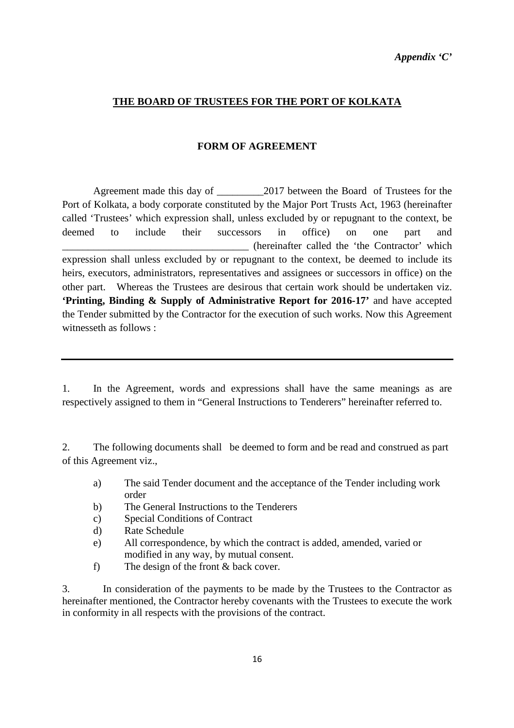*Appendix 'C'*

## THE BOARD OF TRUSTEES FOR THE PORT OF KOLKATA

### FORM OF AGREEMENT

Agreement made this day of _________2017 between the Board of Trustees for the Port of Kolkata, a body corporate constituted by the Major Port Trusts Act, 1963 (hereinafter called 'Trustees' which expression shall, unless excluded by or repugnant to the context, be deemed to include their successors in office) on one part and ___________________________________ (hereinafter called the 'the Contractor' which expression shall unless excluded by or repugnant to the context, be deemed to include its heirs, executors, administrators, representatives and assignees or successors in office) on the other part. Whereas the Trustees are desirous that certain work should be undertaken viz. **'Printing, Binding & Supply of Administrative Report for 2016-17'** and have accepted the Tender submitted by the Contractor for the execution of such works. Now this Agreement witnesseth as follows :

---

1. In the Agreement, words and expressions shall have the same meanings as are respectively assigned to them in "General Instructions to Tenderers" hereinafter referred to.

2. The following documents shall be deemed to form and be read and construed as part of this Agreement viz.,

   a) The said Tender document and the acceptance of the Tender including work order
   b) The General Instructions to the Tenderers
   c) Special Conditions of Contract
   d) Rate Schedule
   e) All correspondence, by which the contract is added, amended, varied or modified in any way, by mutual consent.
   f) The design of the front & back cover.

3. In consideration of the payments to be made by the Trustees to the Contractor as hereinafter mentioned, the Contractor hereby covenants with the Trustees to execute the work in conformity in all respects with the provisions of the contract.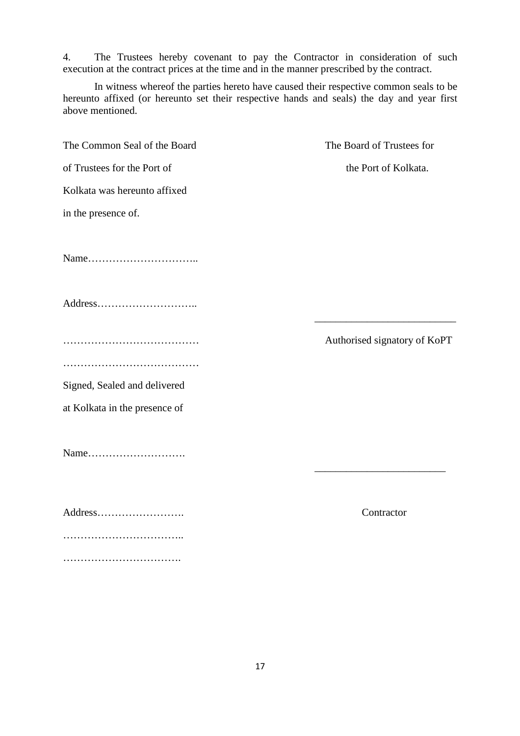4. The Trustees hereby covenant to pay the Contractor in consideration of such execution at the contract prices at the time and in the manner prescribed by the contract.

In witness whereof the parties hereto have caused their respective common seals to be hereunto affixed (or hereunto set their respective hands and seals) the day and year first above mentioned.

| | |
|---|---|
| The Common Seal of the Board | The Board of Trustees for |
| of Trustees for the Port of | the Port of Kolkata. |
| Kolkata was hereunto affixed | |
| in the presence of. | |
| Name………………………….. | |
| Address……………………….. | ___________________________ |
| ………………………………… | Authorised signatory of KoPT |
| ………………………………… | |
| Signed, Sealed and delivered | |
| at Kolkata in the presence of | |
| Name………………………. | _________________________ |
| Address……………………. | Contractor |
| …………………………….. | |
| ……………………………. | |